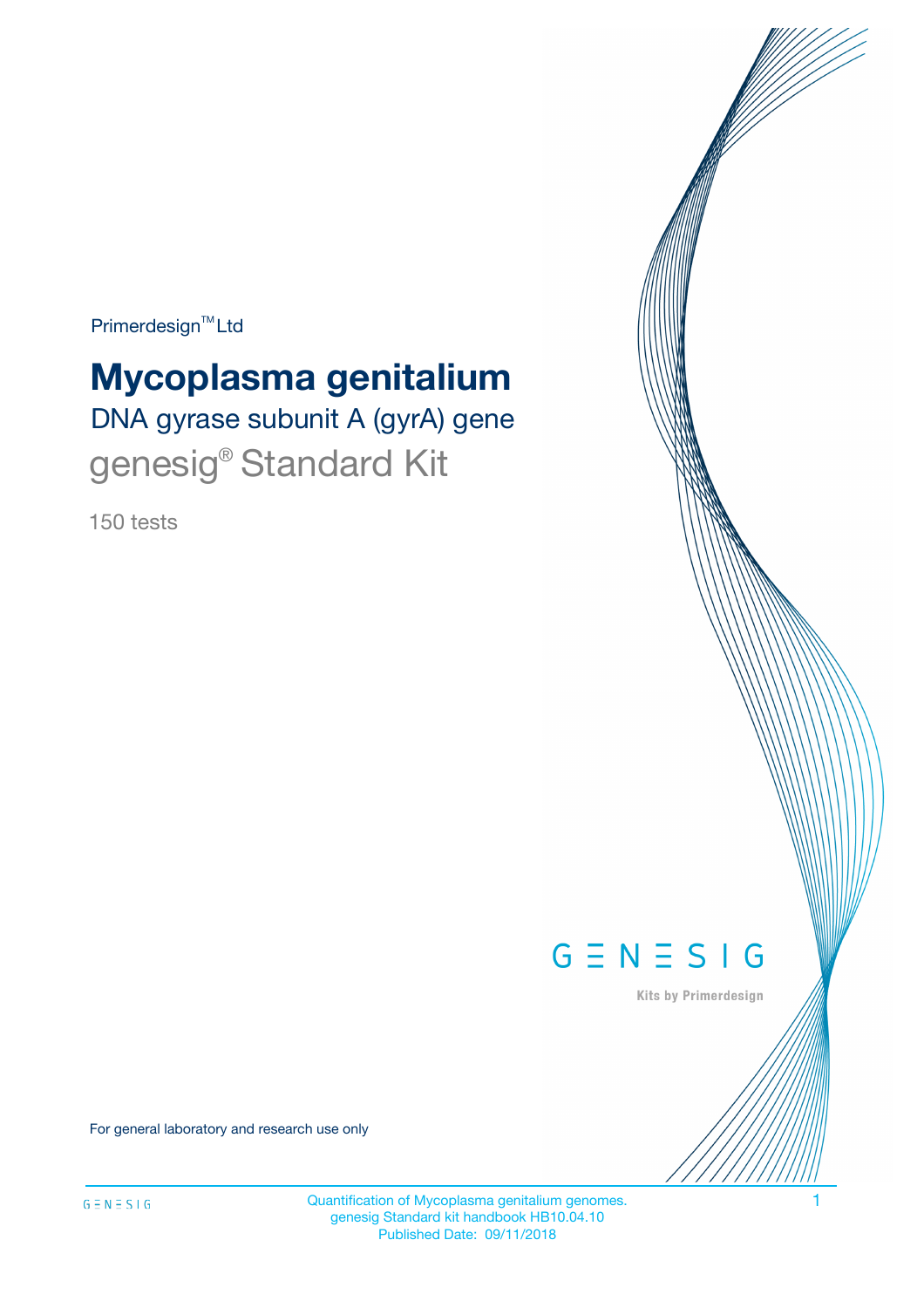Primerdesign™ Ltd

# Mycoplasma genitalium

## DNA gyrase subunit A (gyrA) gene

## genesig® Standard Kit

150 tests

GENESIG

Kits by Primerdesign

For general laboratory and research use only

Quantification of Mycoplasma genitalium genomes.
genesig Standard kit handbook HB10.04.10
Published Date: 09/11/2018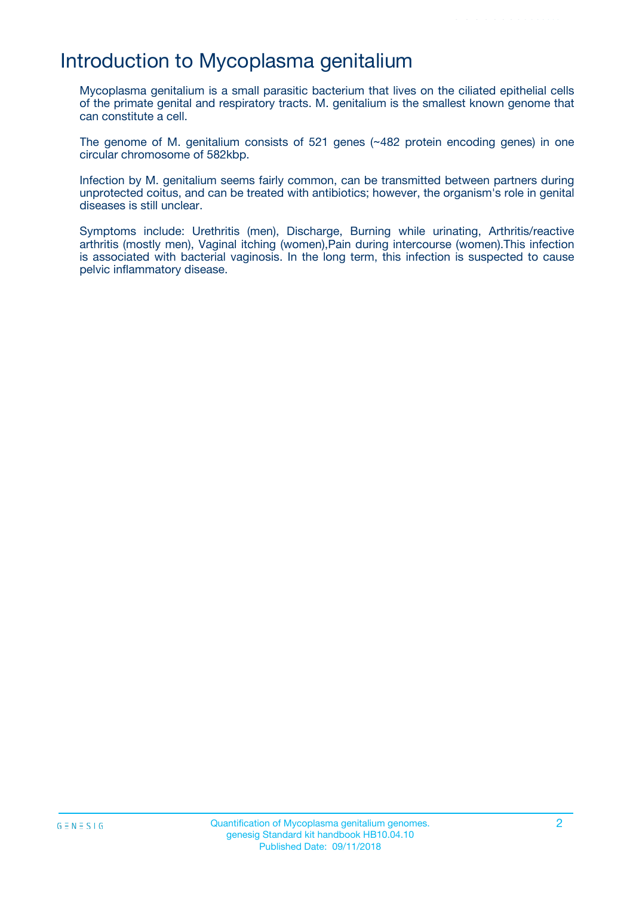# Introduction to Mycoplasma genitalium

Mycoplasma genitalium is a small parasitic bacterium that lives on the ciliated epithelial cells of the primate genital and respiratory tracts. M. genitalium is the smallest known genome that can constitute a cell.

The genome of M. genitalium consists of 521 genes (~482 protein encoding genes) in one circular chromosome of 582kbp.

Infection by M. genitalium seems fairly common, can be transmitted between partners during unprotected coitus, and can be treated with antibiotics; however, the organism's role in genital diseases is still unclear.

Symptoms include: Urethritis (men), Discharge, Burning while urinating, Arthritis/reactive arthritis (mostly men), Vaginal itching (women),Pain during intercourse (women).This infection is associated with bacterial vaginosis. In the long term, this infection is suspected to cause pelvic inflammatory disease.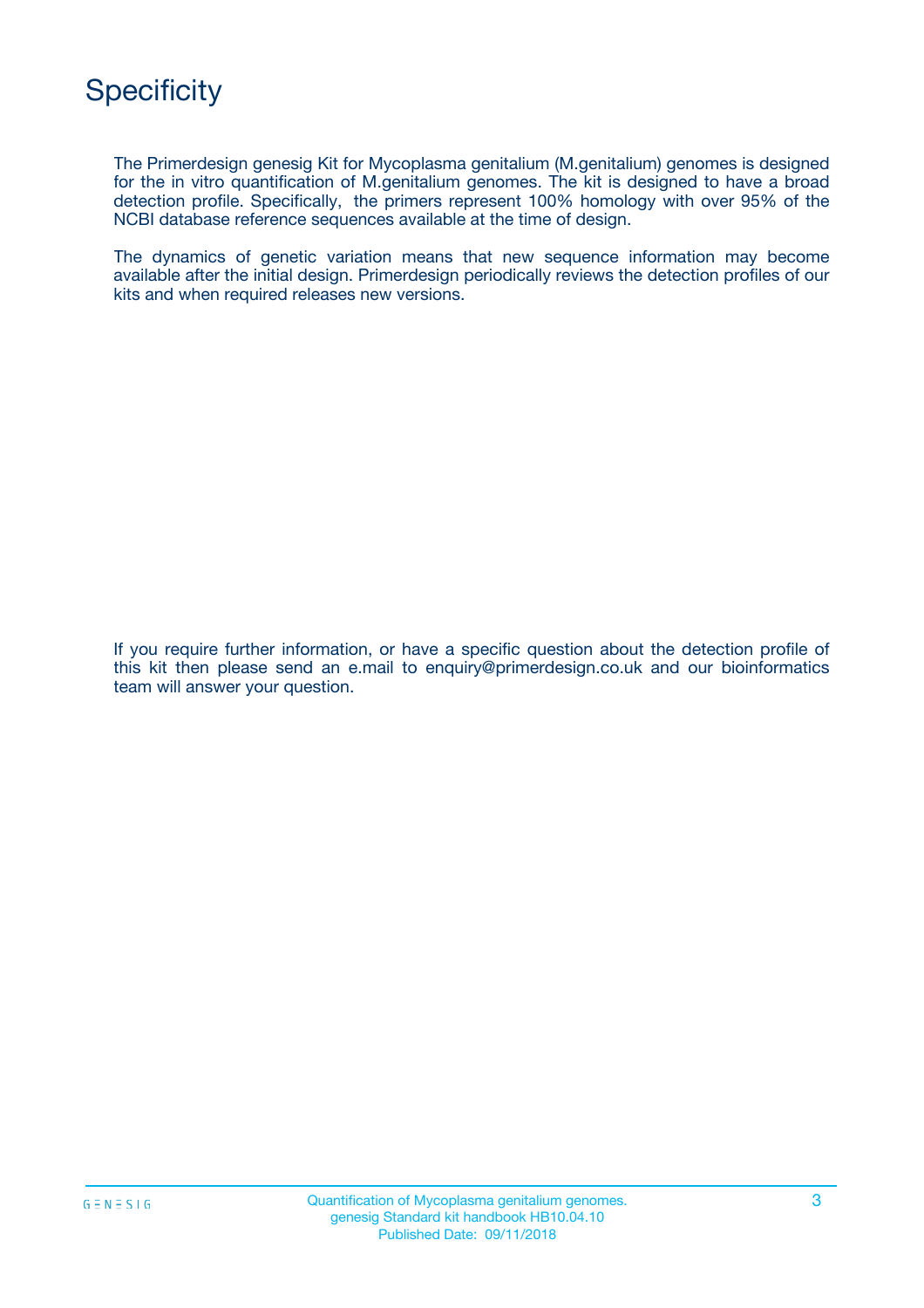# Specificity

The Primerdesign genesig Kit for Mycoplasma genitalium (M.genitalium) genomes is designed for the in vitro quantification of M.genitalium genomes. The kit is designed to have a broad detection profile. Specifically, the primers represent 100% homology with over 95% of the NCBI database reference sequences available at the time of design.

The dynamics of genetic variation means that new sequence information may become available after the initial design. Primerdesign periodically reviews the detection profiles of our kits and when required releases new versions.

If you require further information, or have a specific question about the detection profile of this kit then please send an e.mail to enquiry@primerdesign.co.uk and our bioinformatics team will answer your question.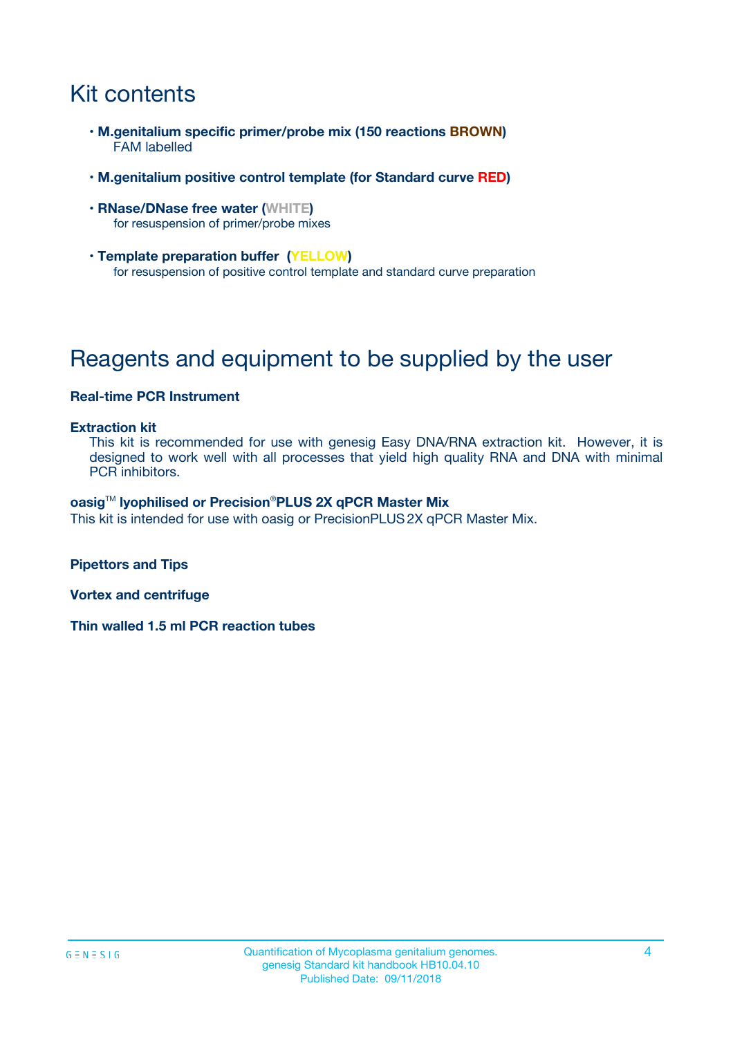# Kit contents

- **M.genitalium specific primer/probe mix (150 reactions BROWN)**
  FAM labelled
- **M.genitalium positive control template (for Standard curve RED)**
- **RNase/DNase free water (WHITE)**
  for resuspension of primer/probe mixes
- **Template preparation buffer (YELLOW)**
  for resuspension of positive control template and standard curve preparation

# Reagents and equipment to be supplied by the user

**Real-time PCR Instrument**

**Extraction kit**

This kit is recommended for use with genesig Easy DNA/RNA extraction kit. However, it is designed to work well with all processes that yield high quality RNA and DNA with minimal PCR inhibitors.

**oasig™ lyophilised or Precision®PLUS 2X qPCR Master Mix**

This kit is intended for use with oasig or PrecisionPLUS 2X qPCR Master Mix.

**Pipettors and Tips**

**Vortex and centrifuge**

**Thin walled 1.5 ml PCR reaction tubes**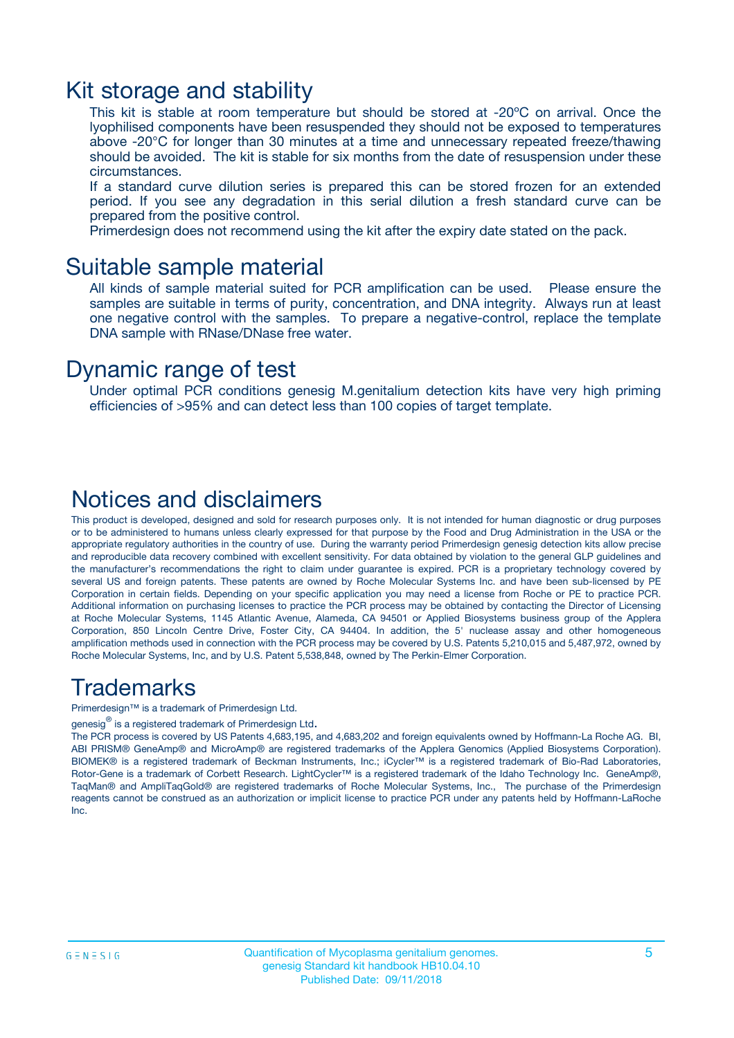# Kit storage and stability

This kit is stable at room temperature but should be stored at -20ºC on arrival. Once the lyophilised components have been resuspended they should not be exposed to temperatures above -20°C for longer than 30 minutes at a time and unnecessary repeated freeze/thawing should be avoided. The kit is stable for six months from the date of resuspension under these circumstances.

If a standard curve dilution series is prepared this can be stored frozen for an extended period. If you see any degradation in this serial dilution a fresh standard curve can be prepared from the positive control.

Primerdesign does not recommend using the kit after the expiry date stated on the pack.

# Suitable sample material

All kinds of sample material suited for PCR amplification can be used. Please ensure the samples are suitable in terms of purity, concentration, and DNA integrity. Always run at least one negative control with the samples. To prepare a negative-control, replace the template DNA sample with RNase/DNase free water.

# Dynamic range of test

Under optimal PCR conditions genesig M.genitalium detection kits have very high priming efficiencies of >95% and can detect less than 100 copies of target template.

# Notices and disclaimers

This product is developed, designed and sold for research purposes only. It is not intended for human diagnostic or drug purposes or to be administered to humans unless clearly expressed for that purpose by the Food and Drug Administration in the USA or the appropriate regulatory authorities in the country of use. During the warranty period Primerdesign genesig detection kits allow precise and reproducible data recovery combined with excellent sensitivity. For data obtained by violation to the general GLP guidelines and the manufacturer's recommendations the right to claim under guarantee is expired. PCR is a proprietary technology covered by several US and foreign patents. These patents are owned by Roche Molecular Systems Inc. and have been sub-licensed by PE Corporation in certain fields. Depending on your specific application you may need a license from Roche or PE to practice PCR. Additional information on purchasing licenses to practice the PCR process may be obtained by contacting the Director of Licensing at Roche Molecular Systems, 1145 Atlantic Avenue, Alameda, CA 94501 or Applied Biosystems business group of the Applera Corporation, 850 Lincoln Centre Drive, Foster City, CA 94404. In addition, the 5' nuclease assay and other homogeneous amplification methods used in connection with the PCR process may be covered by U.S. Patents 5,210,015 and 5,487,972, owned by Roche Molecular Systems, Inc, and by U.S. Patent 5,538,848, owned by The Perkin-Elmer Corporation.

# Trademarks

Primerdesign™ is a trademark of Primerdesign Ltd.

genesig® is a registered trademark of Primerdesign Ltd.

The PCR process is covered by US Patents 4,683,195, and 4,683,202 and foreign equivalents owned by Hoffmann-La Roche AG. BI, ABI PRISM® GeneAmp® and MicroAmp® are registered trademarks of the Applera Genomics (Applied Biosystems Corporation). BIOMEK® is a registered trademark of Beckman Instruments, Inc.; iCycler™ is a registered trademark of Bio-Rad Laboratories, Rotor-Gene is a trademark of Corbett Research. LightCycler™ is a registered trademark of the Idaho Technology Inc. GeneAmp®, TaqMan® and AmpliTaqGold® are registered trademarks of Roche Molecular Systems, Inc., The purchase of the Primerdesign reagents cannot be construed as an authorization or implicit license to practice PCR under any patents held by Hoffmann-LaRoche Inc.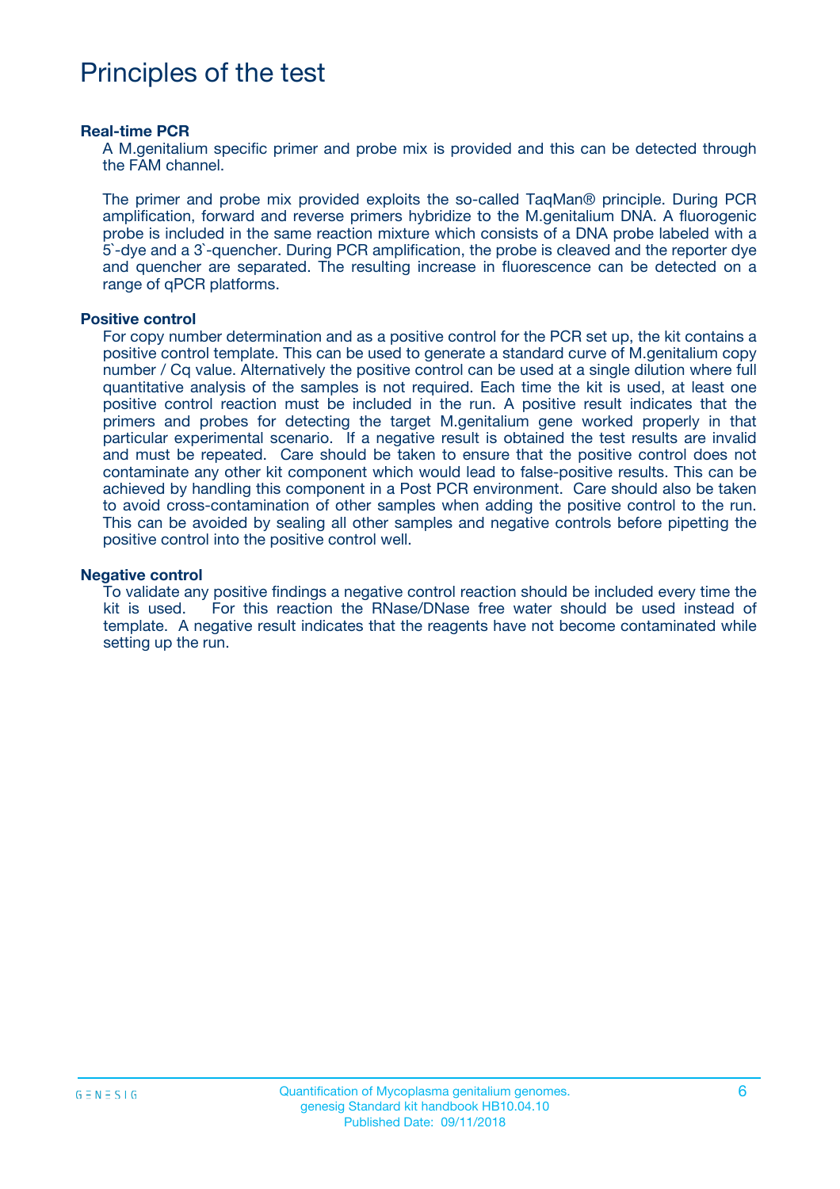# Principles of the test

**Real-time PCR**

A M.genitalium specific primer and probe mix is provided and this can be detected through the FAM channel.

The primer and probe mix provided exploits the so-called TaqMan® principle. During PCR amplification, forward and reverse primers hybridize to the M.genitalium DNA. A fluorogenic probe is included in the same reaction mixture which consists of a DNA probe labeled with a 5`-dye and a 3`-quencher. During PCR amplification, the probe is cleaved and the reporter dye and quencher are separated. The resulting increase in fluorescence can be detected on a range of qPCR platforms.

**Positive control**

For copy number determination and as a positive control for the PCR set up, the kit contains a positive control template. This can be used to generate a standard curve of M.genitalium copy number / Cq value. Alternatively the positive control can be used at a single dilution where full quantitative analysis of the samples is not required. Each time the kit is used, at least one positive control reaction must be included in the run. A positive result indicates that the primers and probes for detecting the target M.genitalium gene worked properly in that particular experimental scenario. If a negative result is obtained the test results are invalid and must be repeated. Care should be taken to ensure that the positive control does not contaminate any other kit component which would lead to false-positive results. This can be achieved by handling this component in a Post PCR environment. Care should also be taken to avoid cross-contamination of other samples when adding the positive control to the run. This can be avoided by sealing all other samples and negative controls before pipetting the positive control into the positive control well.

**Negative control**

To validate any positive findings a negative control reaction should be included every time the kit is used. For this reaction the RNase/DNase free water should be used instead of template. A negative result indicates that the reagents have not become contaminated while setting up the run.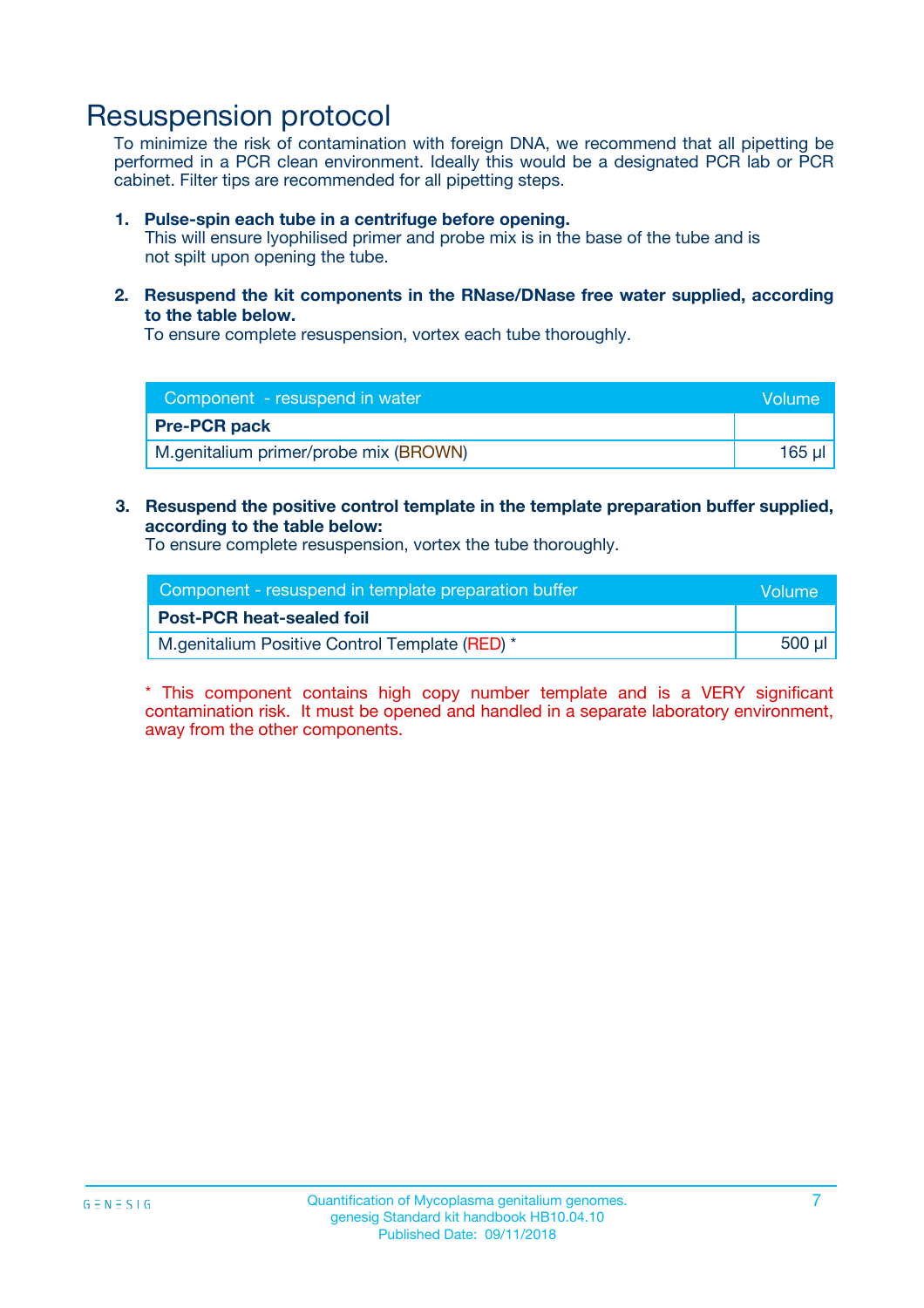# Resuspension protocol

To minimize the risk of contamination with foreign DNA, we recommend that all pipetting be performed in a PCR clean environment. Ideally this would be a designated PCR lab or PCR cabinet. Filter tips are recommended for all pipetting steps.

1. **Pulse-spin each tube in a centrifuge before opening.**
   This will ensure lyophilised primer and probe mix is in the base of the tube and is not spilt upon opening the tube.

2. **Resuspend the kit components in the RNase/DNase free water supplied, according to the table below.**
   To ensure complete resuspension, vortex each tube thoroughly.

| Component - resuspend in water | Volume |
| --- | --- |
| **Pre-PCR pack** | |
| M.genitalium primer/probe mix (BROWN) | 165 µl |

3. **Resuspend the positive control template in the template preparation buffer supplied, according to the table below:**
   To ensure complete resuspension, vortex the tube thoroughly.

| Component - resuspend in template preparation buffer | Volume |
| --- | --- |
| **Post-PCR heat-sealed foil** | |
| M.genitalium Positive Control Template (RED) * | 500 µl |

* This component contains high copy number template and is a VERY significant contamination risk. It must be opened and handled in a separate laboratory environment, away from the other components.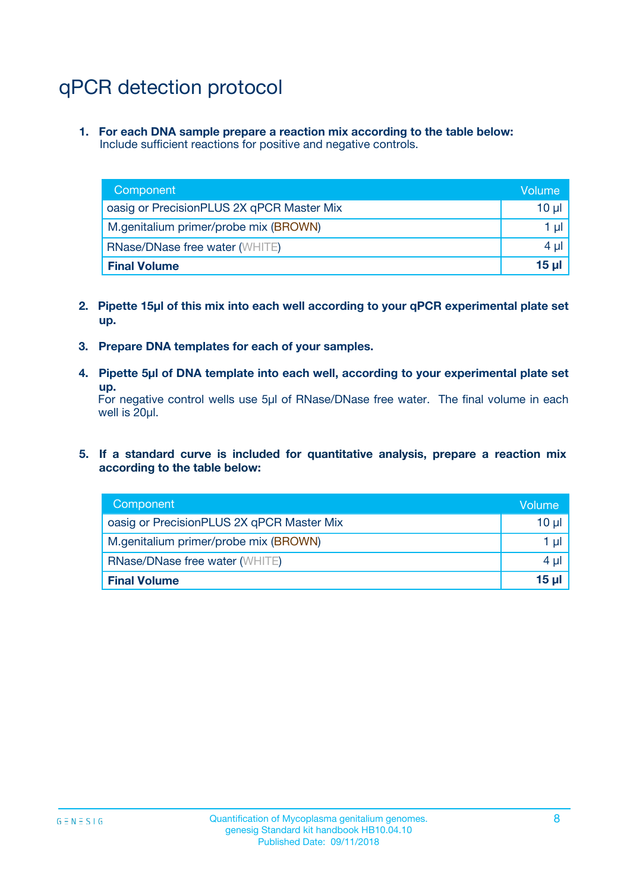# qPCR detection protocol

1. **For each DNA sample prepare a reaction mix according to the table below:**
   Include sufficient reactions for positive and negative controls.

| Component | Volume |
|---|---|
| oasig or PrecisionPLUS 2X qPCR Master Mix | 10 µl |
| M.genitalium primer/probe mix (BROWN) | 1 µl |
| RNase/DNase free water (WHITE) | 4 µl |
| **Final Volume** | **15 µl** |

2. **Pipette 15µl of this mix into each well according to your qPCR experimental plate set up.**

3. **Prepare DNA templates for each of your samples.**

4. **Pipette 5µl of DNA template into each well, according to your experimental plate set up.**
   For negative control wells use 5µl of RNase/DNase free water. The final volume in each well is 20µl.

5. **If a standard curve is included for quantitative analysis, prepare a reaction mix according to the table below:**

| Component | Volume |
|---|---|
| oasig or PrecisionPLUS 2X qPCR Master Mix | 10 µl |
| M.genitalium primer/probe mix (BROWN) | 1 µl |
| RNase/DNase free water (WHITE) | 4 µl |
| **Final Volume** | **15 µl** |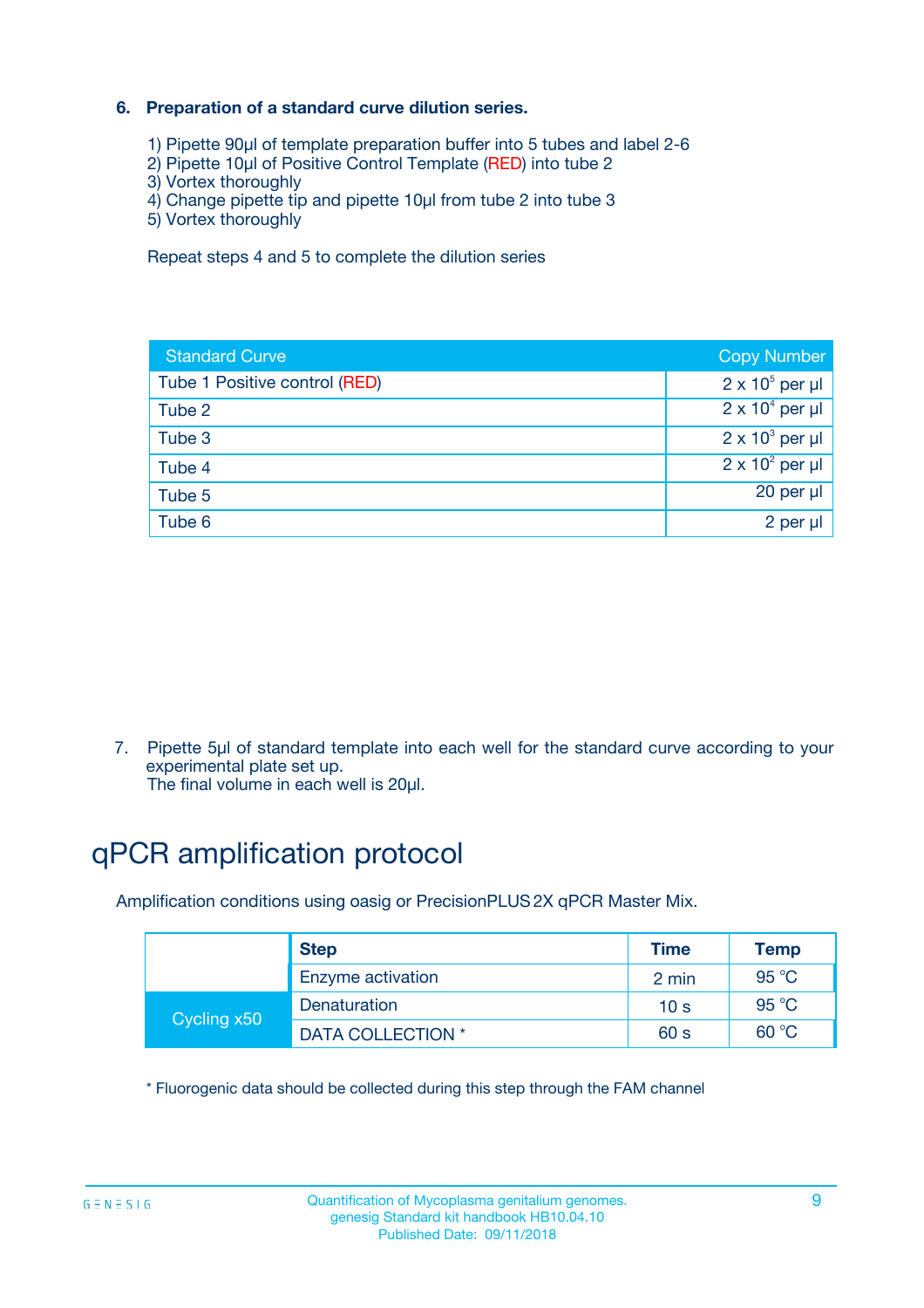### 6. Preparation of a standard curve dilution series.

1) Pipette 90µl of template preparation buffer into 5 tubes and label 2-6
2) Pipette 10µl of Positive Control Template (RED) into tube 2
3) Vortex thoroughly
4) Change pipette tip and pipette 10µl from tube 2 into tube 3
5) Vortex thoroughly

Repeat steps 4 and 5 to complete the dilution series

| Standard Curve | Copy Number |
|---|---|
| Tube 1 Positive control (RED) | $2 \times 10^5$ per µl |
| Tube 2 | $2 \times 10^4$ per µl |
| Tube 3 | $2 \times 10^3$ per µl |
| Tube 4 | $2 \times 10^2$ per µl |
| Tube 5 | 20 per µl |
| Tube 6 | 2 per µl |

7. Pipette 5µl of standard template into each well for the standard curve according to your experimental plate set up.
   The final volume in each well is 20µl.

# qPCR amplification protocol

Amplification conditions using oasig or PrecisionPLUS 2X qPCR Master Mix.

| | Step | Time | Temp |
|---|---|---|---|
| | Enzyme activation | 2 min | 95 °C |
| Cycling x50 | Denaturation | 10 s | 95 °C |
| | DATA COLLECTION * | 60 s | 60 °C |

* Fluorogenic data should be collected during this step through the FAM channel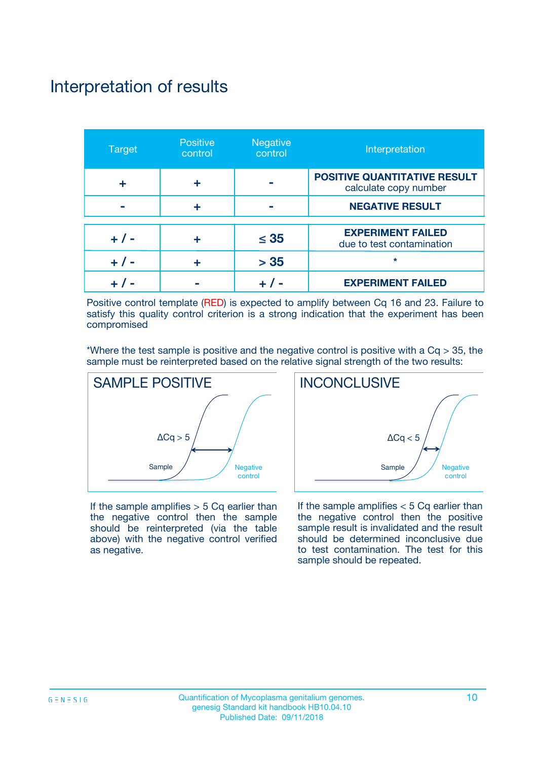# Interpretation of results

| Target | Positive control | Negative control | Interpretation |
|---|---|---|---|
| + | + | - | **POSITIVE QUANTITATIVE RESULT** calculate copy number |
| - | + | - | **NEGATIVE RESULT** |
| + / - | + | ≤ 35 | **EXPERIMENT FAILED** due to test contamination |
| + / - | + | > 35 | * |
| + / - | - | + / - | **EXPERIMENT FAILED** |

Positive control template (RED) is expected to amplify between Cq 16 and 23. Failure to satisfy this quality control criterion is a strong indication that the experiment has been compromised

*Where the test sample is positive and the negative control is positive with a Cq > 35, the sample must be reinterpreted based on the relative signal strength of the two results:

SAMPLE POSITIVE

ΔCq > 5

Sample

Negative control

If the sample amplifies > 5 Cq earlier than the negative control then the sample should be reinterpreted (via the table above) with the negative control verified as negative.

INCONCLUSIVE

ΔCq < 5

Sample

Negative control

If the sample amplifies < 5 Cq earlier than the negative control then the positive sample result is invalidated and the result should be determined inconclusive due to test contamination. The test for this sample should be repeated.